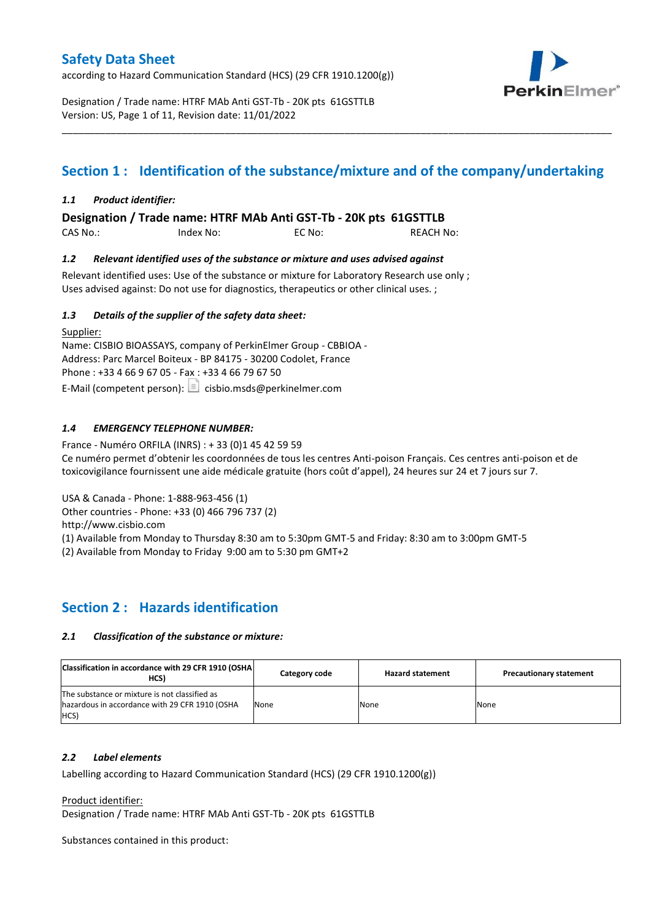# Safety Data Sheet

according to Hazard Communication Standard (HCS) (29 CFR 1910.1200(g))

Designation / Trade name: HTRF MAb Anti GST-Tb - 20K pts 61GSTTLB
Version: US, Page 1 of 11, Revision date: 11/01/2022

## Section 1 : Identification of the substance/mixture and of the company/undertaking

### *1.1 Product identifier:*

**Designation / Trade name: HTRF MAb Anti GST-Tb - 20K pts 61GSTTLB**

CAS No.: Index No: EC No: REACH No:

### *1.2 Relevant identified uses of the substance or mixture and uses advised against*

Relevant identified uses: Use of the substance or mixture for Laboratory Research use only ;
Uses advised against: Do not use for diagnostics, therapeutics or other clinical uses. ;

### *1.3 Details of the supplier of the safety data sheet:*

Supplier:
Name: CISBIO BIOASSAYS, company of PerkinElmer Group - CBBIOA -
Address: Parc Marcel Boiteux - BP 84175 - 30200 Codolet, France
Phone : +33 4 66 9 67 05 - Fax : +33 4 66 79 67 50
E-Mail (competent person): cisbio.msds@perkinelmer.com

### *1.4 EMERGENCY TELEPHONE NUMBER:*

France - Numéro ORFILA (INRS) : + 33 (0)1 45 42 59 59
Ce numéro permet d'obtenir les coordonnées de tous les centres Anti-poison Français. Ces centres anti-poison et de toxicovigilance fournissent une aide médicale gratuite (hors coût d'appel), 24 heures sur 24 et 7 jours sur 7.

USA & Canada - Phone: 1-888-963-456 (1)
Other countries - Phone: +33 (0) 466 796 737 (2)
http://www.cisbio.com
(1) Available from Monday to Thursday 8:30 am to 5:30pm GMT-5 and Friday: 8:30 am to 3:00pm GMT-5
(2) Available from Monday to Friday 9:00 am to 5:30 pm GMT+2

## Section 2 : Hazards identification

### *2.1 Classification of the substance or mixture:*

| Classification in accordance with 29 CFR 1910 (OSHA HCS) | Category code | Hazard statement | Precautionary statement |
|---|---|---|---|
| The substance or mixture is not classified as hazardous in accordance with 29 CFR 1910 (OSHA HCS) | None | None | None |

### *2.2 Label elements*

Labelling according to Hazard Communication Standard (HCS) (29 CFR 1910.1200(g))

Product identifier:
Designation / Trade name: HTRF MAb Anti GST-Tb - 20K pts 61GSTTLB

Substances contained in this product: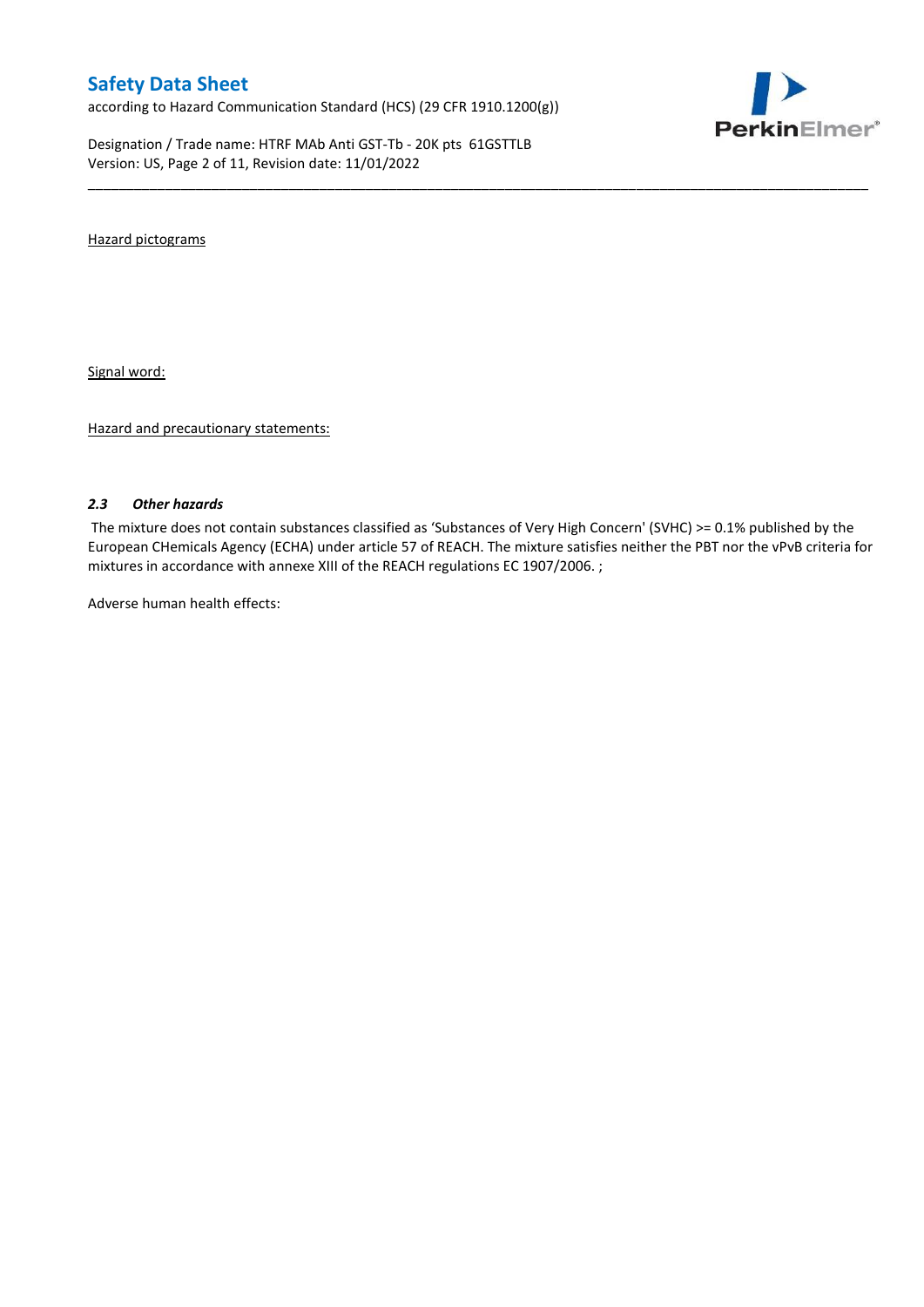Hazard pictograms

Signal word:

Hazard and precautionary statements:

### *2.3 Other hazards*

The mixture does not contain substances classified as 'Substances of Very High Concern' (SVHC) >= 0.1% published by the European CHemicals Agency (ECHA) under article 57 of REACH. The mixture satisfies neither the PBT nor the vPvB criteria for mixtures in accordance with annexe XIII of the REACH regulations EC 1907/2006. ;

Adverse human health effects: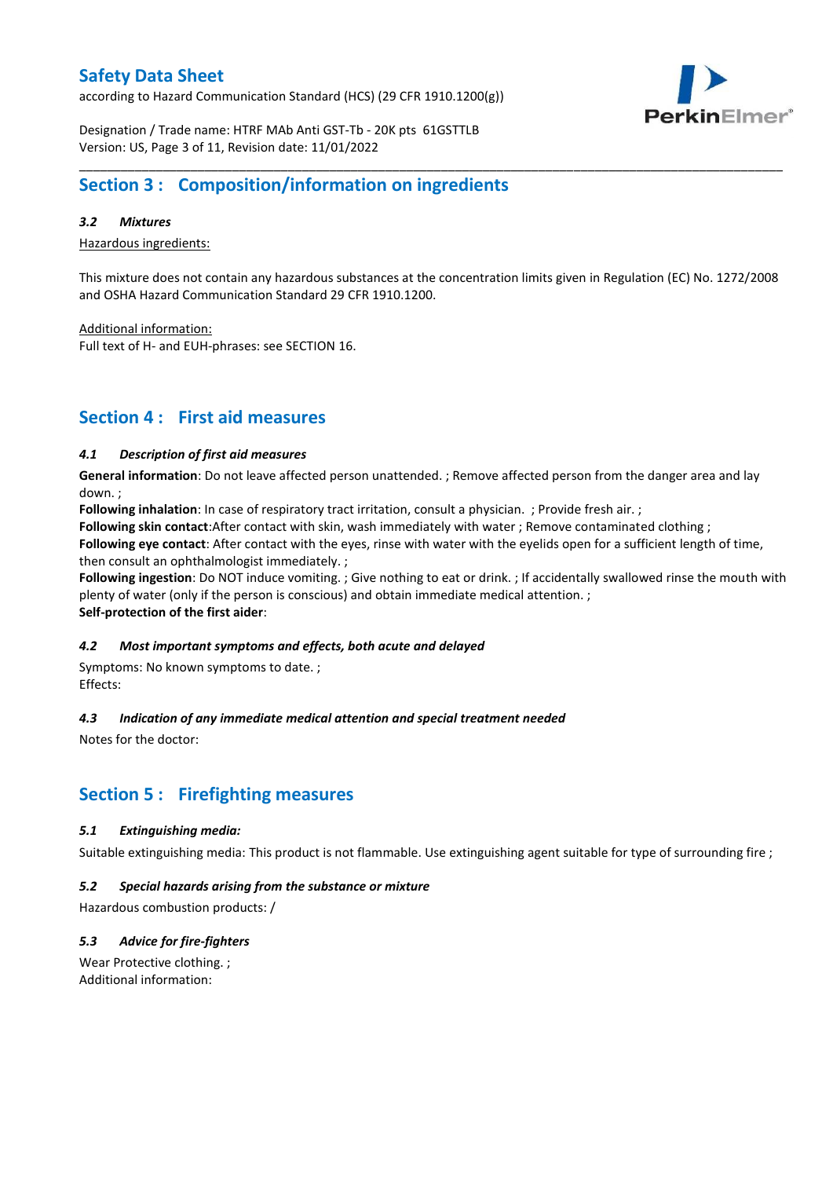## Section 3 : Composition/information on ingredients

### *3.2 Mixtures*

Hazardous ingredients:

This mixture does not contain any hazardous substances at the concentration limits given in Regulation (EC) No. 1272/2008 and OSHA Hazard Communication Standard 29 CFR 1910.1200.

Additional information:
Full text of H- and EUH-phrases: see SECTION 16.

## Section 4 : First aid measures

### *4.1 Description of first aid measures*

**General information**: Do not leave affected person unattended. ; Remove affected person from the danger area and lay down. ;
**Following inhalation**: In case of respiratory tract irritation, consult a physician. ; Provide fresh air. ;
**Following skin contact**:After contact with skin, wash immediately with water ; Remove contaminated clothing ;
**Following eye contact**: After contact with the eyes, rinse with water with the eyelids open for a sufficient length of time, then consult an ophthalmologist immediately. ;
**Following ingestion**: Do NOT induce vomiting. ; Give nothing to eat or drink. ; If accidentally swallowed rinse the mouth with plenty of water (only if the person is conscious) and obtain immediate medical attention. ;
**Self-protection of the first aider**:

### *4.2 Most important symptoms and effects, both acute and delayed*

Symptoms: No known symptoms to date. ;
Effects:

### *4.3 Indication of any immediate medical attention and special treatment needed*

Notes for the doctor:

## Section 5 : Firefighting measures

### *5.1 Extinguishing media:*

Suitable extinguishing media: This product is not flammable. Use extinguishing agent suitable for type of surrounding fire ;

### *5.2 Special hazards arising from the substance or mixture*

Hazardous combustion products: /

### *5.3 Advice for fire-fighters*

Wear Protective clothing. ;
Additional information: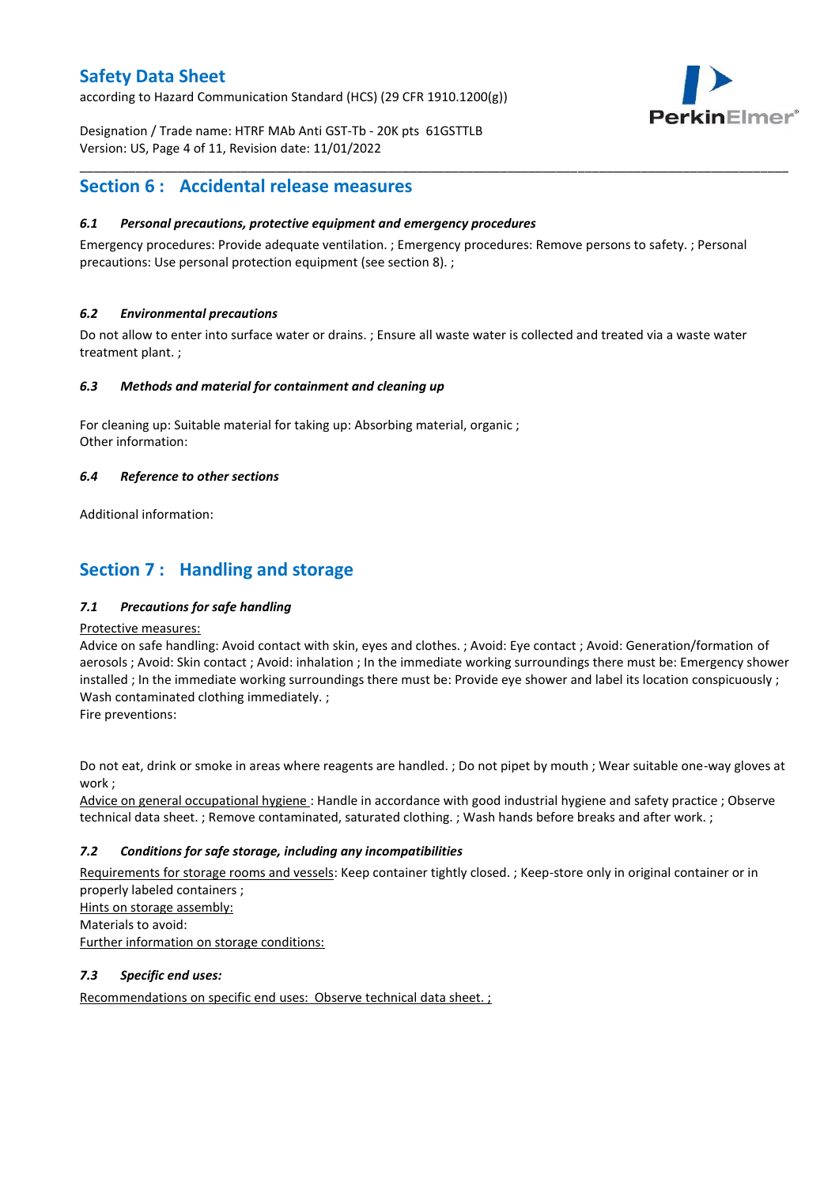## Section 6 : Accidental release measures

### *6.1 Personal precautions, protective equipment and emergency procedures*

Emergency procedures: Provide adequate ventilation. ; Emergency procedures: Remove persons to safety. ; Personal precautions: Use personal protection equipment (see section 8). ;

### *6.2 Environmental precautions*

Do not allow to enter into surface water or drains. ; Ensure all waste water is collected and treated via a waste water treatment plant. ;

### *6.3 Methods and material for containment and cleaning up*

For cleaning up: Suitable material for taking up: Absorbing material, organic ;
Other information:

### *6.4 Reference to other sections*

Additional information:

## Section 7 : Handling and storage

### *7.1 Precautions for safe handling*

Protective measures:
Advice on safe handling: Avoid contact with skin, eyes and clothes. ; Avoid: Eye contact ; Avoid: Generation/formation of aerosols ; Avoid: Skin contact ; Avoid: inhalation ; In the immediate working surroundings there must be: Emergency shower installed ; In the immediate working surroundings there must be: Provide eye shower and label its location conspicuously ; Wash contaminated clothing immediately. ;
Fire preventions:

Do not eat, drink or smoke in areas where reagents are handled. ; Do not pipet by mouth ; Wear suitable one-way gloves at work ;
Advice on general occupational hygiene : Handle in accordance with good industrial hygiene and safety practice ; Observe technical data sheet. ; Remove contaminated, saturated clothing. ; Wash hands before breaks and after work. ;

### *7.2 Conditions for safe storage, including any incompatibilities*

Requirements for storage rooms and vessels: Keep container tightly closed. ; Keep-store only in original container or in properly labeled containers ;
Hints on storage assembly:
Materials to avoid:
Further information on storage conditions:

### *7.3 Specific end uses:*

Recommendations on specific end uses: Observe technical data sheet. ;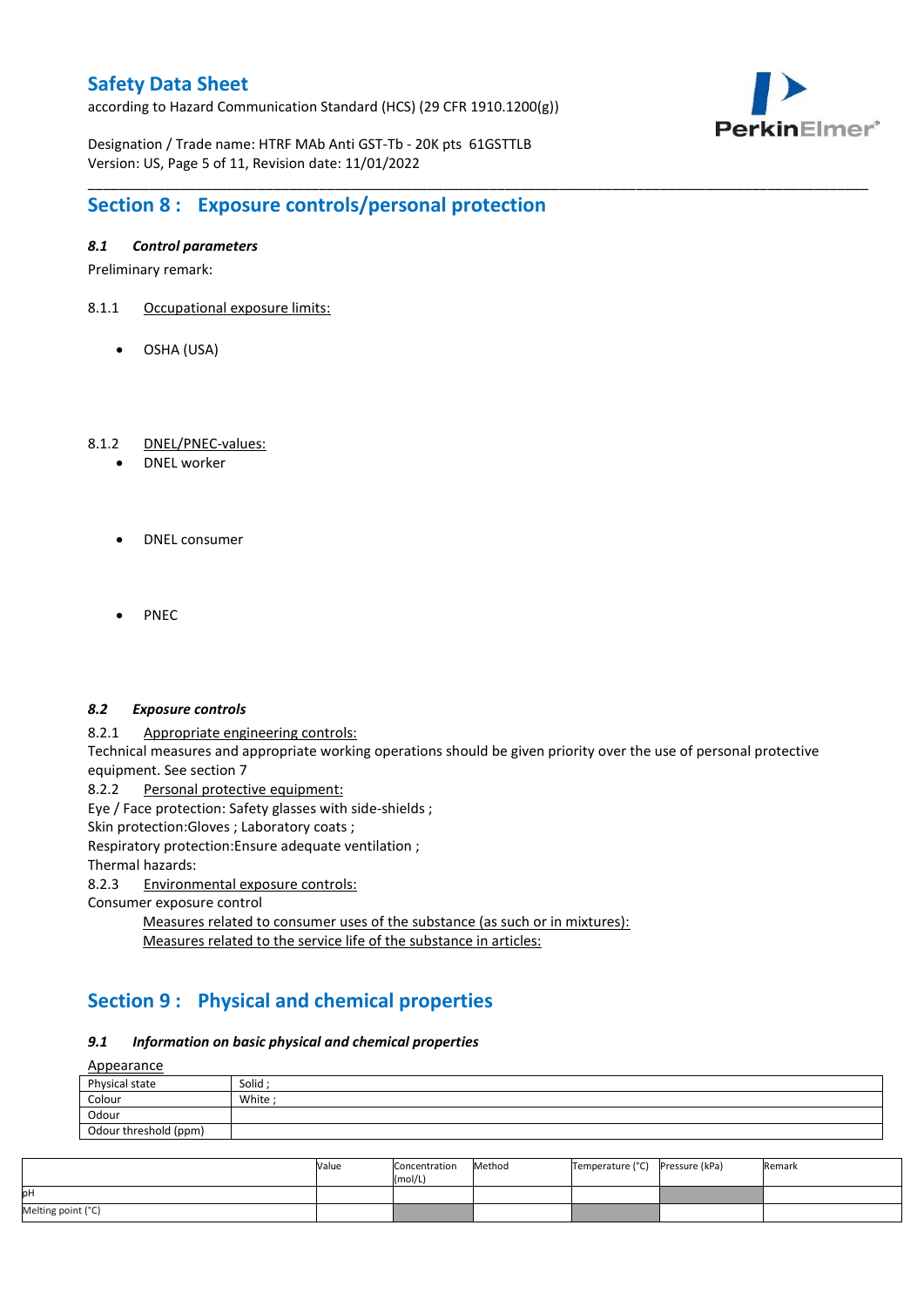## Section 8 : Exposure controls/personal protection

### *8.1 Control parameters*

Preliminary remark:

8.1.1 Occupational exposure limits:

- OSHA (USA)

8.1.2 DNEL/PNEC-values:

- DNEL worker

- DNEL consumer

- PNEC

### *8.2 Exposure controls*

8.2.1 Appropriate engineering controls:

Technical measures and appropriate working operations should be given priority over the use of personal protective equipment. See section 7

8.2.2 Personal protective equipment:

Eye / Face protection: Safety glasses with side-shields ;

Skin protection:Gloves ; Laboratory coats ;

Respiratory protection:Ensure adequate ventilation ;

Thermal hazards:

8.2.3 Environmental exposure controls:

Consumer exposure control

Measures related to consumer uses of the substance (as such or in mixtures):

Measures related to the service life of the substance in articles:

## Section 9 : Physical and chemical properties

### *9.1 Information on basic physical and chemical properties*

Appearance

| Physical state | Solid ; |
|---|---|
| Colour | White ; |
| Odour | |
| Odour threshold (ppm) | |

| | Value | Concentration (mol/L) | Method | Temperature (°C) | Pressure (kPa) | Remark |
|---|---|---|---|---|---|---|
| pH | | | | | | |
| Melting point (°C) | | | | | | |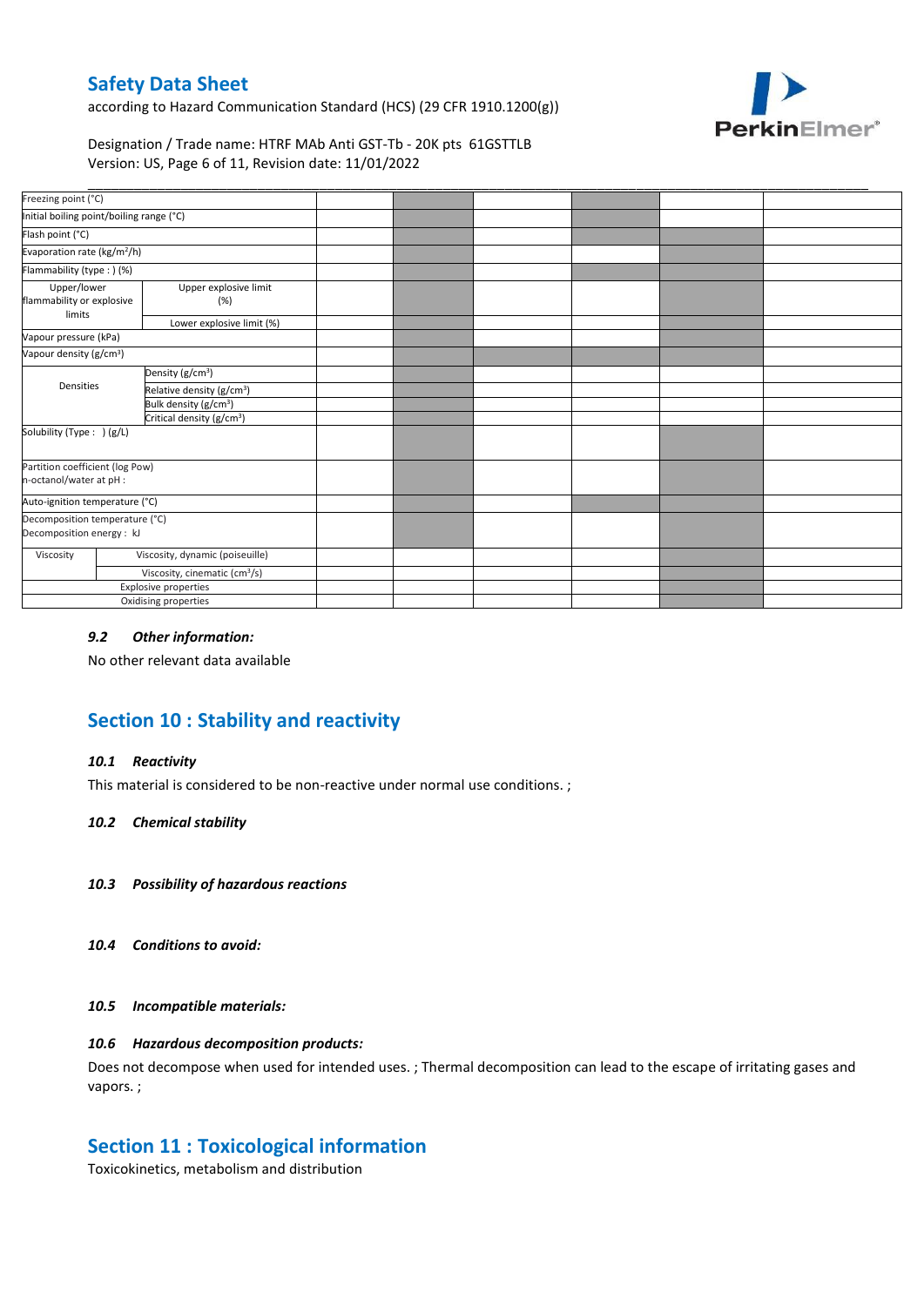| | | | | | | | |
|---|---|---|---|---|---|---|---|
| Freezing point (°C) | | | | | | | |
| Initial boiling point/boiling range (°C) | | | | | | | |
| Flash point (°C) | | | | | | | |
| Evaporation rate (kg/m²/h) | | | | | | | |
| Flammability (type : ) (%) | | | | | | | |
| Upper/lower flammability or explosive limits | Upper explosive limit (%) | | | | | | |
| | Lower explosive limit (%) | | | | | | |
| Vapour pressure (kPa) | | | | | | | |
| Vapour density (g/cm³) | | | | | | | |
| Densities | Density (g/cm³) | | | | | | |
| | Relative density (g/cm³) | | | | | | |
| | Bulk density (g/cm³) | | | | | | |
| | Critical density (g/cm³) | | | | | | |
| Solubility (Type : ) (g/L) | | | | | | | |
| Partition coefficient (log Pow) n-octanol/water at pH : | | | | | | | |
| Auto-ignition temperature (°C) | | | | | | | |
| Decomposition temperature (°C) Decomposition energy : kJ | | | | | | | |
| Viscosity | Viscosity, dynamic (poiseuille) | | | | | | |
| | Viscosity, cinematic (cm³/s) | | | | | | |
| Explosive properties | | | | | | | |
| Oxidising properties | | | | | | | |

### *9.2 Other information:*

No other relevant data available

## Section 10 : Stability and reactivity

### *10.1 Reactivity*

This material is considered to be non-reactive under normal use conditions. ;

### *10.2 Chemical stability*

### *10.3 Possibility of hazardous reactions*

### *10.4 Conditions to avoid:*

### *10.5 Incompatible materials:*

### *10.6 Hazardous decomposition products:*

Does not decompose when used for intended uses. ; Thermal decomposition can lead to the escape of irritating gases and vapors. ;

## Section 11 : Toxicological information

Toxicokinetics, metabolism and distribution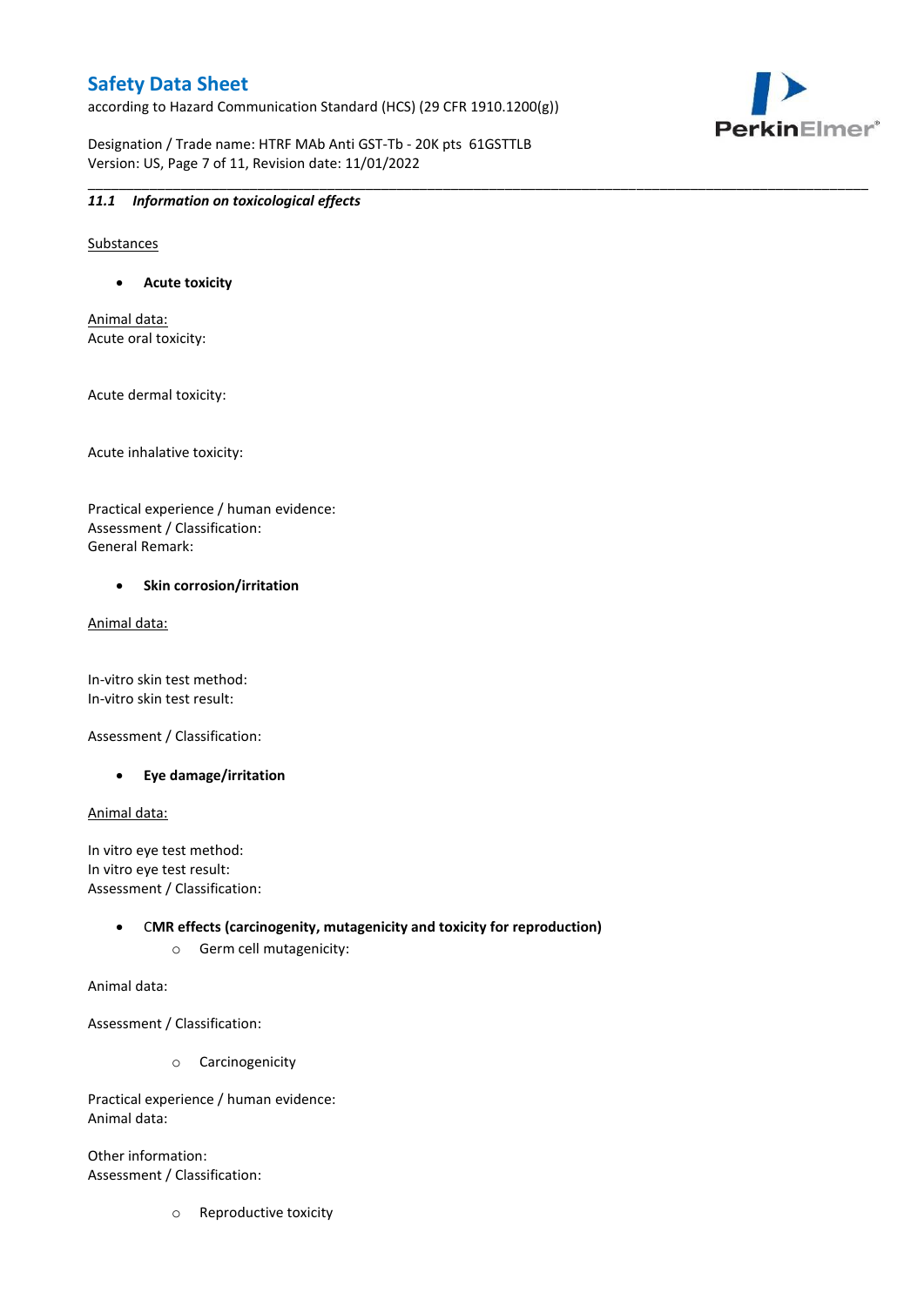### *11.1 Information on toxicological effects*

Substances

- **Acute toxicity**

Animal data:
Acute oral toxicity:

Acute dermal toxicity:

Acute inhalative toxicity:

Practical experience / human evidence:
Assessment / Classification:
General Remark:

- **Skin corrosion/irritation**

Animal data:

In-vitro skin test method:
In-vitro skin test result:

Assessment / Classification:

- **Eye damage/irritation**

Animal data:

In vitro eye test method:
In vitro eye test result:
Assessment / Classification:

- **CMR effects (carcinogenity, mutagenicity and toxicity for reproduction)**
  - Germ cell mutagenicity:

Animal data:

Assessment / Classification:

  - Carcinogenicity

Practical experience / human evidence:
Animal data:

Other information:
Assessment / Classification:

  - Reproductive toxicity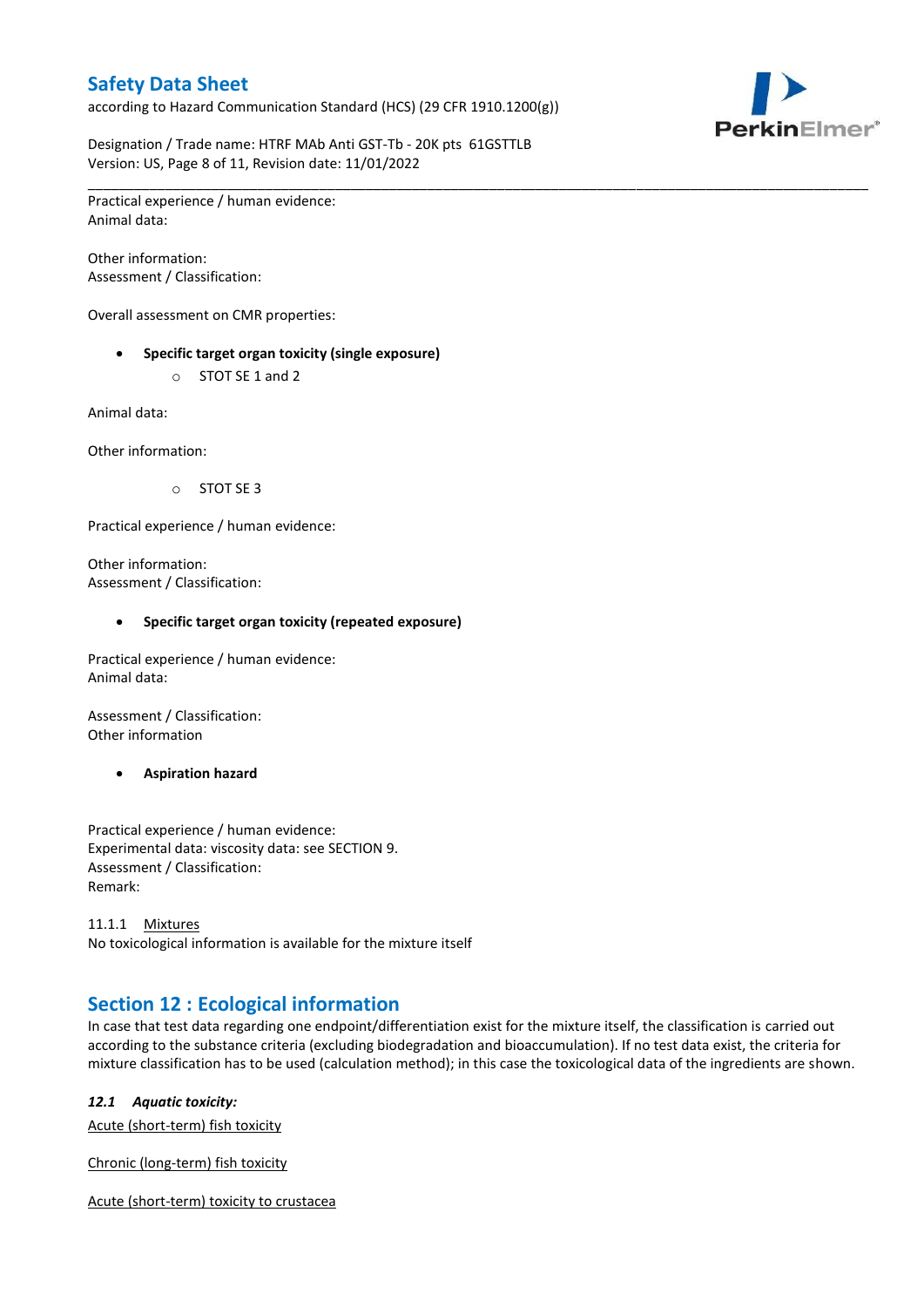Practical experience / human evidence:
Animal data:

Other information:
Assessment / Classification:

Overall assessment on CMR properties:

- **Specific target organ toxicity (single exposure)**
  - STOT SE 1 and 2

Animal data:

Other information:

  - STOT SE 3

Practical experience / human evidence:

Other information:
Assessment / Classification:

- **Specific target organ toxicity (repeated exposure)**

Practical experience / human evidence:
Animal data:

Assessment / Classification:
Other information

- **Aspiration hazard**

Practical experience / human evidence:
Experimental data: viscosity data: see SECTION 9.
Assessment / Classification:
Remark:

11.1.1 Mixtures
No toxicological information is available for the mixture itself

## Section 12 : Ecological information

In case that test data regarding one endpoint/differentiation exist for the mixture itself, the classification is carried out according to the substance criteria (excluding biodegradation and bioaccumulation). If no test data exist, the criteria for mixture classification has to be used (calculation method); in this case the toxicological data of the ingredients are shown.

### *12.1 Aquatic toxicity:*

Acute (short-term) fish toxicity

Chronic (long-term) fish toxicity

Acute (short-term) toxicity to crustacea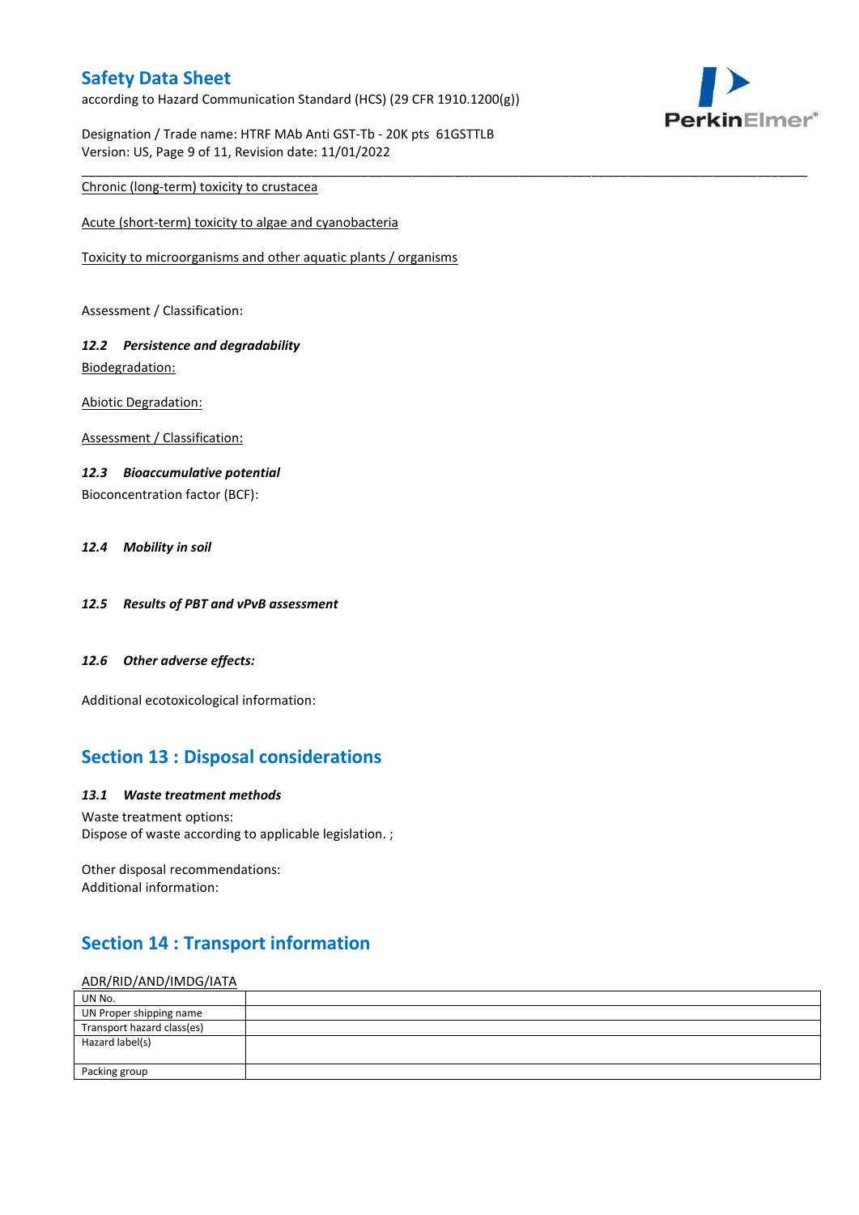Chronic (long-term) toxicity to crustacea

Acute (short-term) toxicity to algae and cyanobacteria

Toxicity to microorganisms and other aquatic plants / organisms

Assessment / Classification:

### *12.2 Persistence and degradability*

Biodegradation:

Abiotic Degradation:

Assessment / Classification:

### *12.3 Bioaccumulative potential*

Bioconcentration factor (BCF):

### *12.4 Mobility in soil*

### *12.5 Results of PBT and vPvB assessment*

### *12.6 Other adverse effects:*

Additional ecotoxicological information:

## Section 13 : Disposal considerations

### *13.1 Waste treatment methods*

Waste treatment options:
Dispose of waste according to applicable legislation. ;

Other disposal recommendations:
Additional information:

## Section 14 : Transport information

ADR/RID/AND/IMDG/IATA

| UN No. | |
|---|---|
| UN Proper shipping name | |
| Transport hazard class(es) | |
| Hazard label(s) | |
| Packing group | |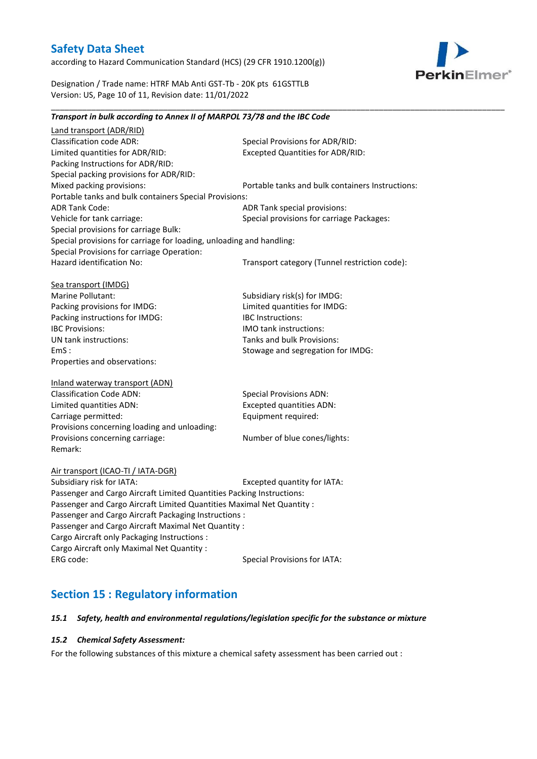***Transport in bulk according to Annex II of MARPOL 73/78 and the IBC Code***

Land transport (ADR/RID)

Classification code ADR:
Special Provisions for ADR/RID:
Limited quantities for ADR/RID:
Excepted Quantities for ADR/RID:
Packing Instructions for ADR/RID:
Special packing provisions for ADR/RID:
Mixed packing provisions:
Portable tanks and bulk containers Instructions:
Portable tanks and bulk containers Special Provisions:
ADR Tank Code:
ADR Tank special provisions:
Vehicle for tank carriage:
Special provisions for carriage Packages:
Special provisions for carriage Bulk:
Special provisions for carriage for loading, unloading and handling:
Special Provisions for carriage Operation:
Hazard identification No:
Transport category (Tunnel restriction code):

Sea transport (IMDG)

Marine Pollutant:
Subsidiary risk(s) for IMDG:
Packing provisions for IMDG:
Limited quantities for IMDG:
Packing instructions for IMDG:
IBC Instructions:
IBC Provisions:
IMO tank instructions:
UN tank instructions:
Tanks and bulk Provisions:
EmS :
Stowage and segregation for IMDG:
Properties and observations:

Inland waterway transport (ADN)

Classification Code ADN:
Special Provisions ADN:
Limited quantities ADN:
Excepted quantities ADN:
Carriage permitted:
Equipment required:
Provisions concerning loading and unloading:
Provisions concerning carriage:
Number of blue cones/lights:
Remark:

Air transport (ICAO-TI / IATA-DGR)

Subsidiary risk for IATA:
Excepted quantity for IATA:
Passenger and Cargo Aircraft Limited Quantities Packing Instructions:
Passenger and Cargo Aircraft Limited Quantities Maximal Net Quantity :
Passenger and Cargo Aircraft Packaging Instructions :
Passenger and Cargo Aircraft Maximal Net Quantity :
Cargo Aircraft only Packaging Instructions :
Cargo Aircraft only Maximal Net Quantity :
ERG code:
Special Provisions for IATA:

## Section 15 : Regulatory information

***15.1 Safety, health and environmental regulations/legislation specific for the substance or mixture***

***15.2 Chemical Safety Assessment:***

For the following substances of this mixture a chemical safety assessment has been carried out :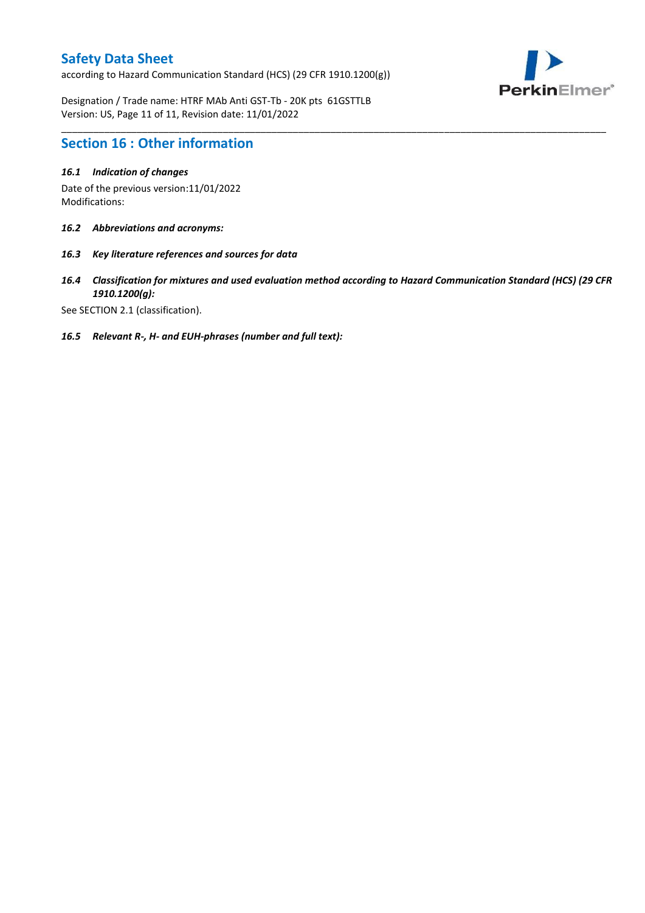## Section 16 : Other information

### *16.1 Indication of changes*

Date of the previous version:11/01/2022
Modifications:

### *16.2 Abbreviations and acronyms:*

### *16.3 Key literature references and sources for data*

### *16.4 Classification for mixtures and used evaluation method according to Hazard Communication Standard (HCS) (29 CFR 1910.1200(g):*

See SECTION 2.1 (classification).

### *16.5 Relevant R-, H- and EUH-phrases (number and full text):*